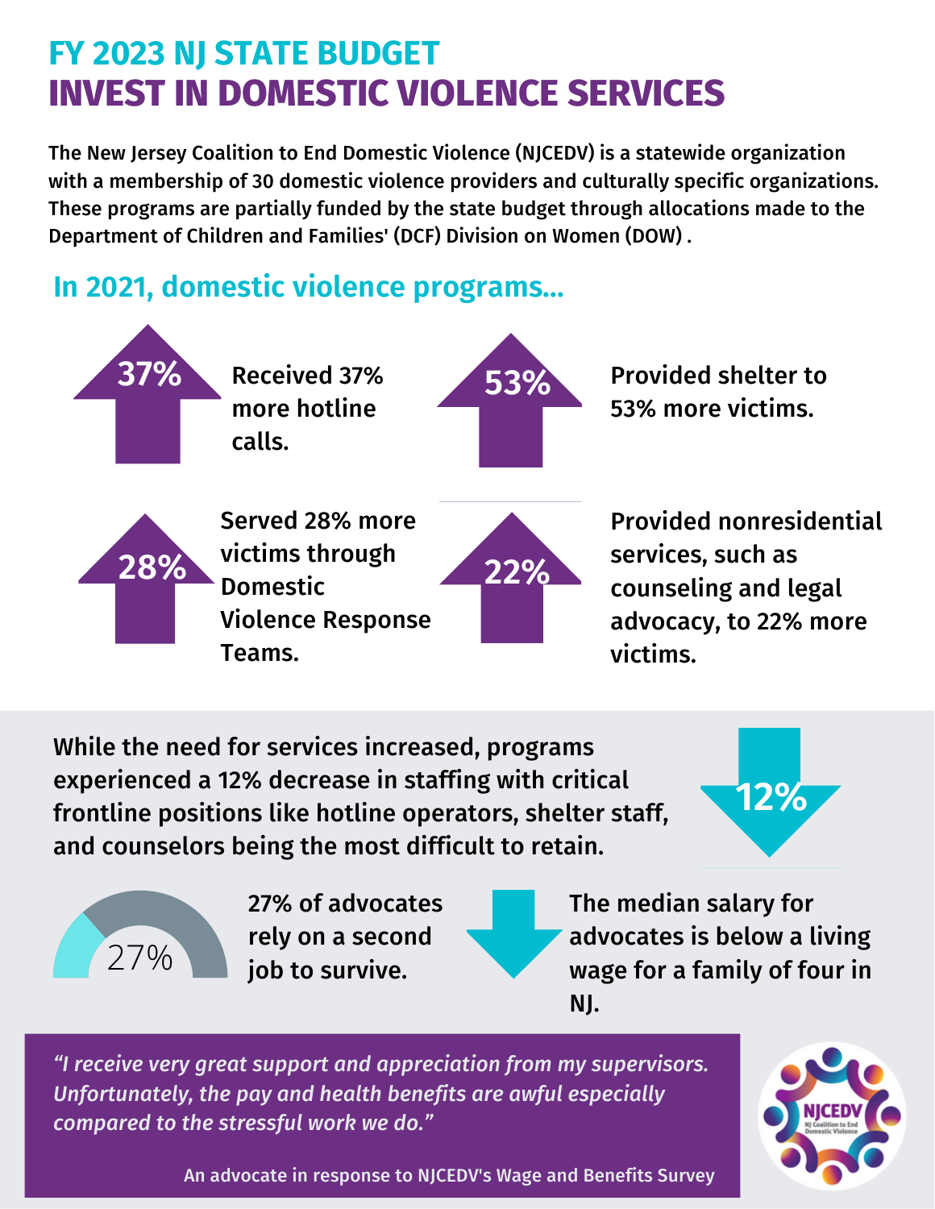# FY 2023 NJ STATE BUDGET
# INVEST IN DOMESTIC VIOLENCE SERVICES

**The New Jersey Coalition to End Domestic Violence (NJCEDV) is a statewide organization with a membership of 30 domestic violence providers and culturally specific organizations. These programs are partially funded by the state budget through allocations made to the Department of Children and Families' (DCF) Division on Women (DOW) .**

## In 2021, domestic violence programs...

**37%** — Received 37% more hotline calls.

**53%** — Provided shelter to 53% more victims.

**28%** — Served 28% more victims through Domestic Violence Response Teams.

**22%** — Provided nonresidential services, such as counseling and legal advocacy, to 22% more victims.

**While the need for services increased, programs experienced a 12% decrease in staffing with critical frontline positions like hotline operators, shelter staff, and counselors being the most difficult to retain.**

**12%**

27% — **27% of advocates rely on a second job to survive.**

**The median salary for advocates is below a living wage for a family of four in NJ.**

> *"I receive very great support and appreciation from my supervisors. Unfortunately, the pay and health benefits are awful especially compared to the stressful work we do."*
>
> An advocate in response to NJCEDV's Wage and Benefits Survey

NJCEDV
NJ Coalition to End Domestic Violence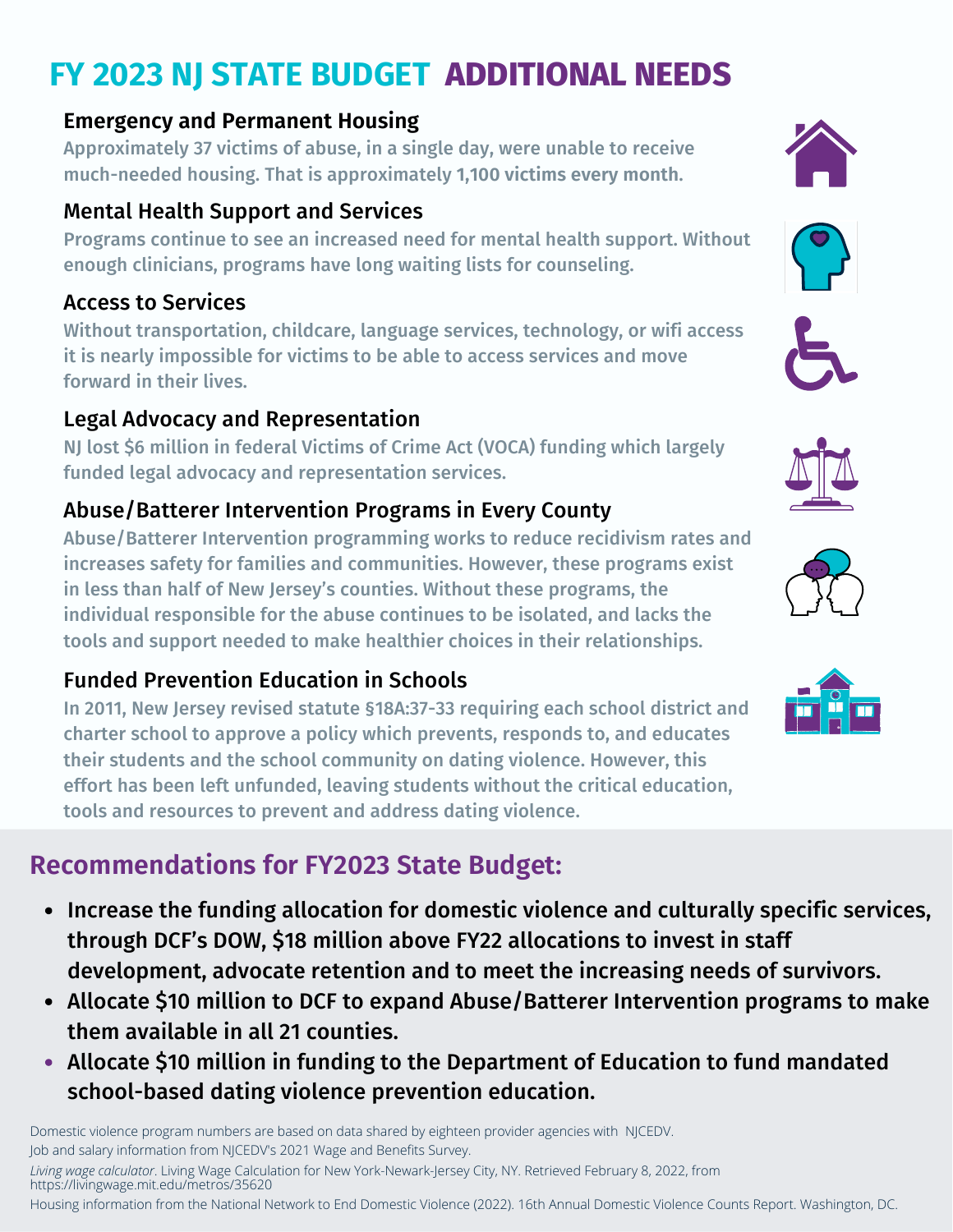# FY 2023 NJ STATE BUDGET ADDITIONAL NEEDS

### Emergency and Permanent Housing

Approximately 37 victims of abuse, in a single day, were unable to receive much-needed housing. That is approximately 1,100 victims every month.

### Mental Health Support and Services

Programs continue to see an increased need for mental health support. Without enough clinicians, programs have long waiting lists for counseling.

### Access to Services

Without transportation, childcare, language services, technology, or wifi access it is nearly impossible for victims to be able to access services and move forward in their lives.

### Legal Advocacy and Representation

NJ lost $6 million in federal Victims of Crime Act (VOCA) funding which largely funded legal advocacy and representation services.

### Abuse/Batterer Intervention Programs in Every County

Abuse/Batterer Intervention programming works to reduce recidivism rates and increases safety for families and communities. However, these programs exist in less than half of New Jersey's counties. Without these programs, the individual responsible for the abuse continues to be isolated, and lacks the tools and support needed to make healthier choices in their relationships.

### Funded Prevention Education in Schools

In 2011, New Jersey revised statute §18A:37-33 requiring each school district and charter school to approve a policy which prevents, responds to, and educates their students and the school community on dating violence. However, this effort has been left unfunded, leaving students without the critical education, tools and resources to prevent and address dating violence.

## Recommendations for FY2023 State Budget:

- **Increase the funding allocation for domestic violence and culturally specific services, through DCF's DOW, $18 million above FY22 allocations to invest in staff development, advocate retention and to meet the increasing needs of survivors.**
- **Allocate $10 million to DCF to expand Abuse/Batterer Intervention programs to make them available in all 21 counties.**
- **Allocate $10 million in funding to the Department of Education to fund mandated school-based dating violence prevention education.**

Domestic violence program numbers are based on data shared by eighteen provider agencies with NJCEDV.

Job and salary information from NJCEDV's 2021 Wage and Benefits Survey.

*Living wage calculator*. Living Wage Calculation for New York-Newark-Jersey City, NY. Retrieved February 8, 2022, from https://livingwage.mit.edu/metros/35620

Housing information from the National Network to End Domestic Violence (2022). 16th Annual Domestic Violence Counts Report. Washington, DC.